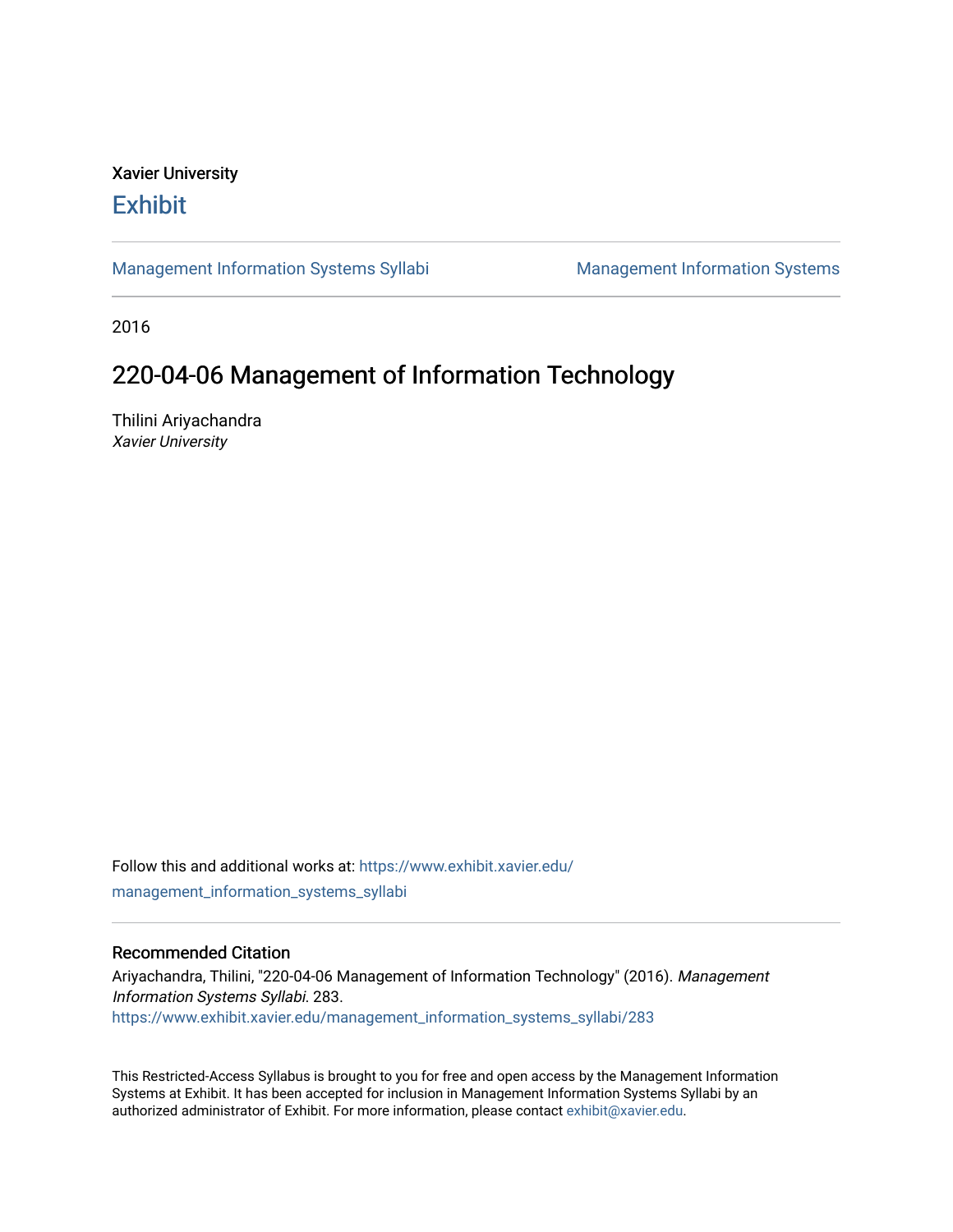Xavier University

# Exhibit

Management Information Systems Syllabi | Management Information Systems

2016

## 220-04-06 Management of Information Technology

Thilini Ariyachandra
*Xavier University*

Follow this and additional works at: https://www.exhibit.xavier.edu/management_information_systems_syllabi

### Recommended Citation

Ariyachandra, Thilini, "220-04-06 Management of Information Technology" (2016). *Management Information Systems Syllabi*. 283.
https://www.exhibit.xavier.edu/management_information_systems_syllabi/283

This Restricted-Access Syllabus is brought to you for free and open access by the Management Information Systems at Exhibit. It has been accepted for inclusion in Management Information Systems Syllabi by an authorized administrator of Exhibit. For more information, please contact exhibit@xavier.edu.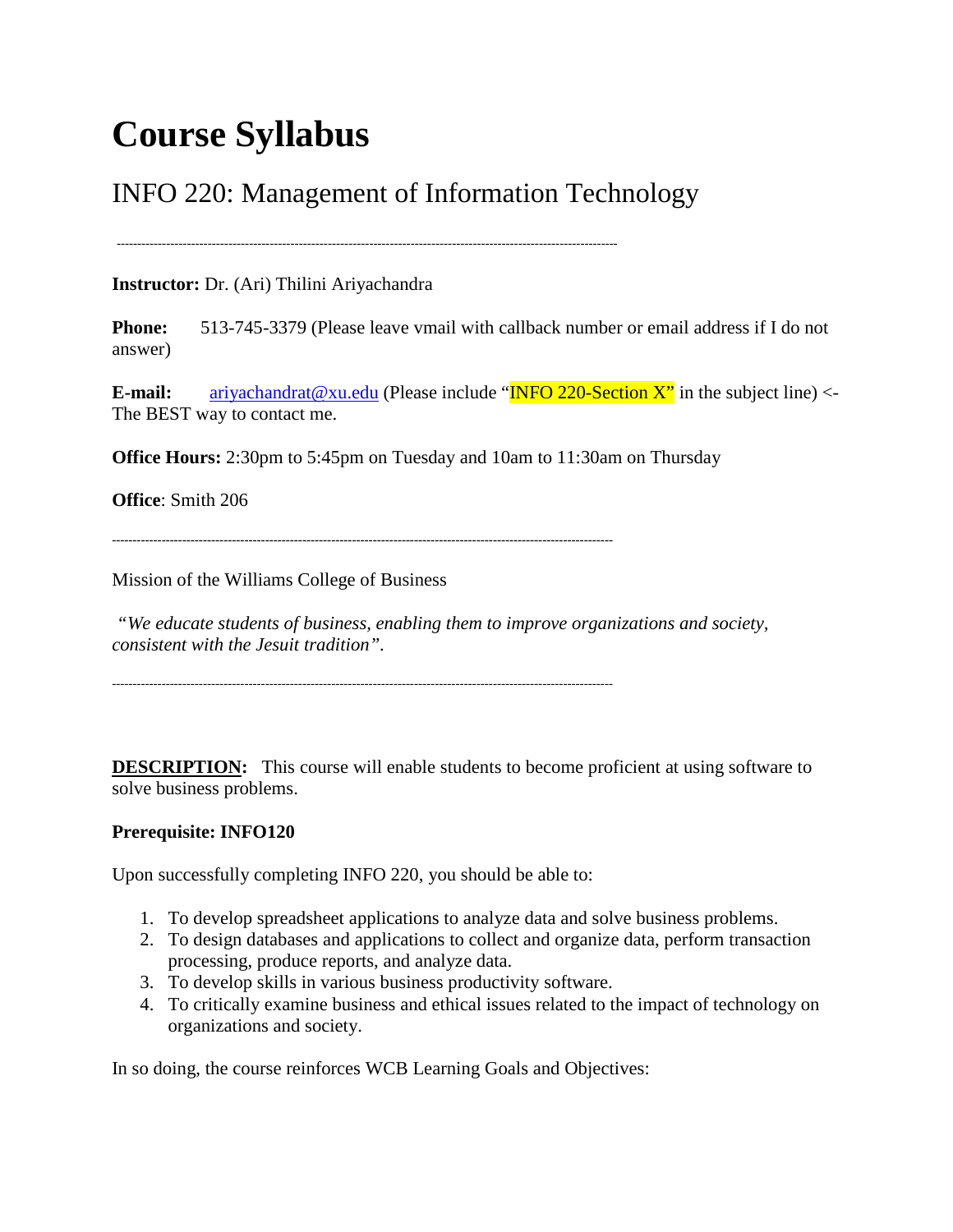# Course Syllabus

## INFO 220: Management of Information Technology

---

**Instructor:** Dr. (Ari) Thilini Ariyachandra

**Phone:** 513-745-3379 (Please leave vmail with callback number or email address if I do not answer)

**E-mail:** ariyachandrat@xu.edu (Please include "INFO 220-Section X" in the subject line) <- The BEST way to contact me.

**Office Hours:** 2:30pm to 5:45pm on Tuesday and 10am to 11:30am on Thursday

**Office**: Smith 206

---

Mission of the Williams College of Business

*"We educate students of business, enabling them to improve organizations and society, consistent with the Jesuit tradition".*

---

**DESCRIPTION:** This course will enable students to become proficient at using software to solve business problems.

**Prerequisite: INFO120**

Upon successfully completing INFO 220, you should be able to:

1. To develop spreadsheet applications to analyze data and solve business problems.
2. To design databases and applications to collect and organize data, perform transaction processing, produce reports, and analyze data.
3. To develop skills in various business productivity software.
4. To critically examine business and ethical issues related to the impact of technology on organizations and society.

In so doing, the course reinforces WCB Learning Goals and Objectives: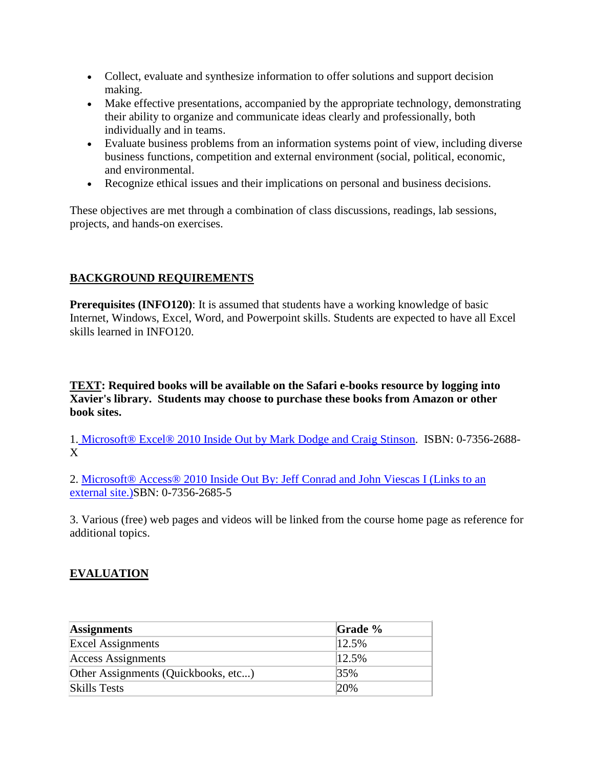- Collect, evaluate and synthesize information to offer solutions and support decision making.
- Make effective presentations, accompanied by the appropriate technology, demonstrating their ability to organize and communicate ideas clearly and professionally, both individually and in teams.
- Evaluate business problems from an information systems point of view, including diverse business functions, competition and external environment (social, political, economic, and environmental.
- Recognize ethical issues and their implications on personal and business decisions.

These objectives are met through a combination of class discussions, readings, lab sessions, projects, and hands-on exercises.

## BACKGROUND REQUIREMENTS

**Prerequisites (INFO120)**: It is assumed that students have a working knowledge of basic Internet, Windows, Excel, Word, and Powerpoint skills. Students are expected to have all Excel skills learned in INFO120.

**TEXT: Required books will be available on the Safari e-books resource by logging into Xavier's library. Students may choose to purchase these books from Amazon or other book sites.**

1. Microsoft® Excel® 2010 Inside Out by Mark Dodge and Craig Stinson. ISBN: 0-7356-2688-X

2. Microsoft® Access® 2010 Inside Out By: Jeff Conrad and John Viescas I (Links to an external site.)SBN: 0-7356-2685-5

3. Various (free) web pages and videos will be linked from the course home page as reference for additional topics.

## EVALUATION

| **Assignments** | **Grade %** |
|---|---|
| Excel Assignments | 12.5% |
| Access Assignments | 12.5% |
| Other Assignments (Quickbooks, etc...) | 35% |
| Skills Tests | 20% |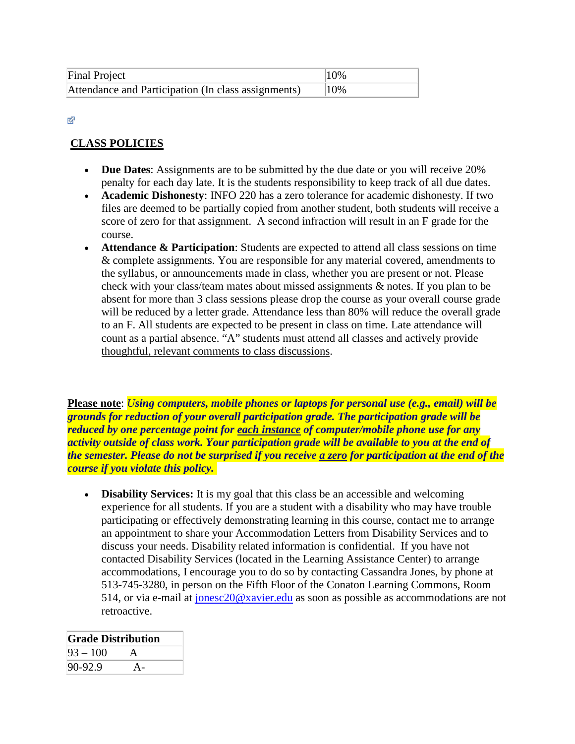| Final Project | 10% |
|---|---|
| Attendance and Participation (In class assignments) | 10% |

## CLASS POLICIES

- **Due Dates**: Assignments are to be submitted by the due date or you will receive 20% penalty for each day late. It is the students responsibility to keep track of all due dates.
- **Academic Dishonesty**: INFO 220 has a zero tolerance for academic dishonesty. If two files are deemed to be partially copied from another student, both students will receive a score of zero for that assignment. A second infraction will result in an F grade for the course.
- **Attendance & Participation**: Students are expected to attend all class sessions on time & complete assignments. You are responsible for any material covered, amendments to the syllabus, or announcements made in class, whether you are present or not. Please check with your class/team mates about missed assignments & notes. If you plan to be absent for more than 3 class sessions please drop the course as your overall course grade will be reduced by a letter grade. Attendance less than 80% will reduce the overall grade to an F. All students are expected to be present in class on time. Late attendance will count as a partial absence. "A" students must attend all classes and actively provide thoughtful, relevant comments to class discussions.

**Please note**: ***Using computers, mobile phones or laptops for personal use (e.g., email) will be grounds for reduction of your overall participation grade. The participation grade will be reduced by one percentage point for each instance of computer/mobile phone use for any activity outside of class work. Your participation grade will be available to you at the end of the semester. Please do not be surprised if you receive a zero for participation at the end of the course if you violate this policy.***

- **Disability Services:** It is my goal that this class be an accessible and welcoming experience for all students. If you are a student with a disability who may have trouble participating or effectively demonstrating learning in this course, contact me to arrange an appointment to share your Accommodation Letters from Disability Services and to discuss your needs. Disability related information is confidential. If you have not contacted Disability Services (located in the Learning Assistance Center) to arrange accommodations, I encourage you to do so by contacting Cassandra Jones, by phone at 513-745-3280, in person on the Fifth Floor of the Conaton Learning Commons, Room 514, or via e-mail at jonesc20@xavier.edu as soon as possible as accommodations are not retroactive.

| **Grade Distribution** | |
|---|---|
| 93 – 100 | A |
| 90-92.9 | A- |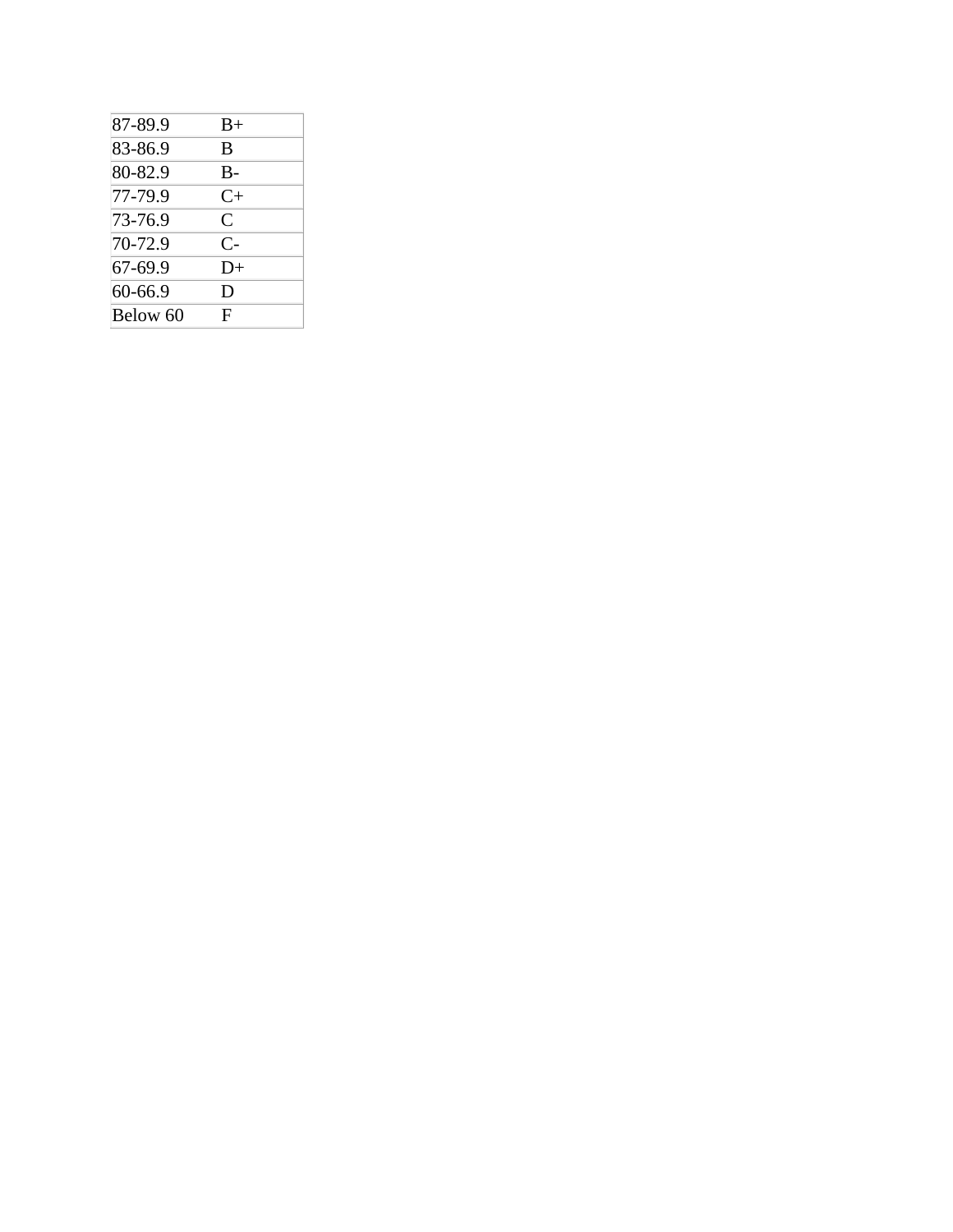| | |
|---|---|
| 87-89.9 | B+ |
| 83-86.9 | B |
| 80-82.9 | B- |
| 77-79.9 | C+ |
| 73-76.9 | C |
| 70-72.9 | C- |
| 67-69.9 | D+ |
| 60-66.9 | D |
| Below 60 | F |